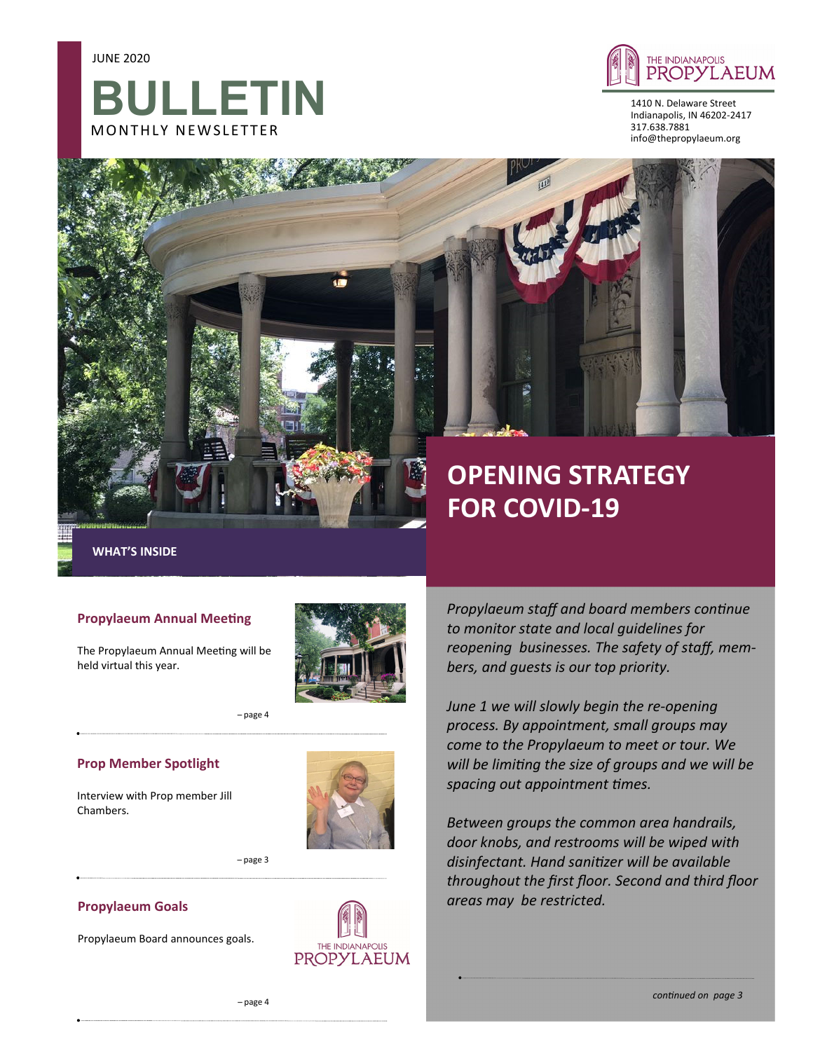JUNE 2020

# BULLETIN

MONTHLY NEWSLETTER

THE INDIANAPOLIS PROPYLAEUM

1410 N. Delaware Street
Indianapolis, IN 46202-2417
317.638.7881
info@thepropylaeum.org

## OPENING STRATEGY FOR COVID-19

*Propylaeum staff and board members continue to monitor state and local guidelines for reopening businesses. The safety of staff, members, and guests is our top priority.*

*June 1 we will slowly begin the re-opening process. By appointment, small groups may come to the Propylaeum to meet or tour. We will be limiting the size of groups and we will be spacing out appointment times.*

*Between groups the common area handrails, door knobs, and restrooms will be wiped with disinfectant. Hand sanitizer will be available throughout the first floor. Second and third floor areas may be restricted.*

*continued on page 3*

**WHAT'S INSIDE**

### Propylaeum Annual Meeting

The Propylaeum Annual Meeting will be held virtual this year.

– page 4

### Prop Member Spotlight

Interview with Prop member Jill Chambers.

– page 3

### Propylaeum Goals

Propylaeum Board announces goals.

– page 4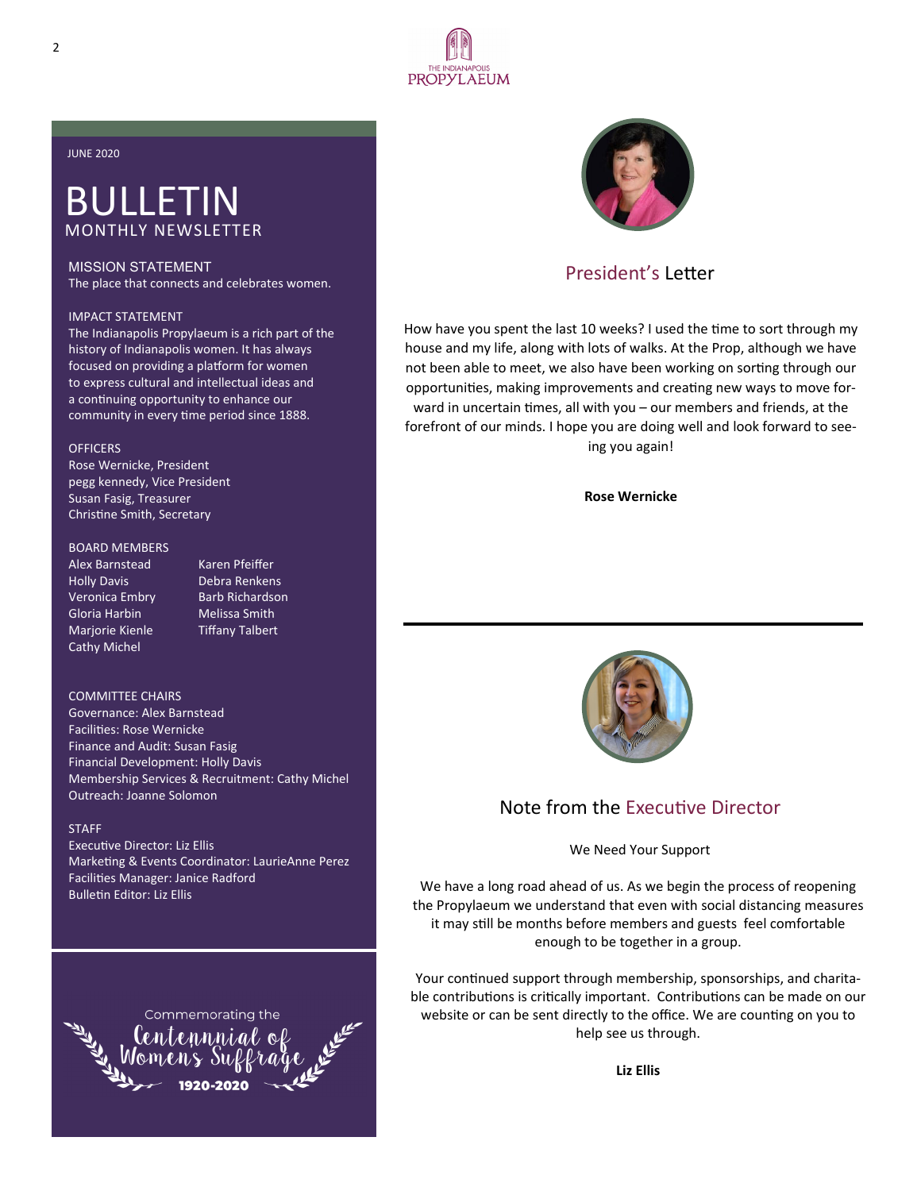JUNE 2020

# BULLETIN

MONTHLY NEWSLETTER

MISSION STATEMENT

The place that connects and celebrates women.

IMPACT STATEMENT

The Indianapolis Propylaeum is a rich part of the history of Indianapolis women. It has always focused on providing a platform for women to express cultural and intellectual ideas and a continuing opportunity to enhance our community in every time period since 1888.

OFFICERS

Rose Wernicke, President
pegg kennedy, Vice President
Susan Fasig, Treasurer
Christine Smith, Secretary

BOARD MEMBERS

Alex Barnstead
Holly Davis
Veronica Embry
Gloria Harbin
Marjorie Kienle
Cathy Michel
Karen Pfeiffer
Debra Renkens
Barb Richardson
Melissa Smith
Tiffany Talbert

COMMITTEE CHAIRS

Governance: Alex Barnstead
Facilities: Rose Wernicke
Finance and Audit: Susan Fasig
Financial Development: Holly Davis
Membership Services & Recruitment: Cathy Michel
Outreach: Joanne Solomon

STAFF

Executive Director: Liz Ellis
Marketing & Events Coordinator: LaurieAnne Perez
Facilities Manager: Janice Radford
Bulletin Editor: Liz Ellis

Commemorating the Centennial of Womens Suffrage 1920-2020

## President's Letter

How have you spent the last 10 weeks? I used the time to sort through my house and my life, along with lots of walks. At the Prop, although we have not been able to meet, we also have been working on sorting through our opportunities, making improvements and creating new ways to move forward in uncertain times, all with you – our members and friends, at the forefront of our minds. I hope you are doing well and look forward to seeing you again!

**Rose Wernicke**

## Note from the Executive Director

We Need Your Support

We have a long road ahead of us. As we begin the process of reopening the Propylaeum we understand that even with social distancing measures it may still be months before members and guests feel comfortable enough to be together in a group.

Your continued support through membership, sponsorships, and charitable contributions is critically important. Contributions can be made on our website or can be sent directly to the office. We are counting on you to help see us through.

**Liz Ellis**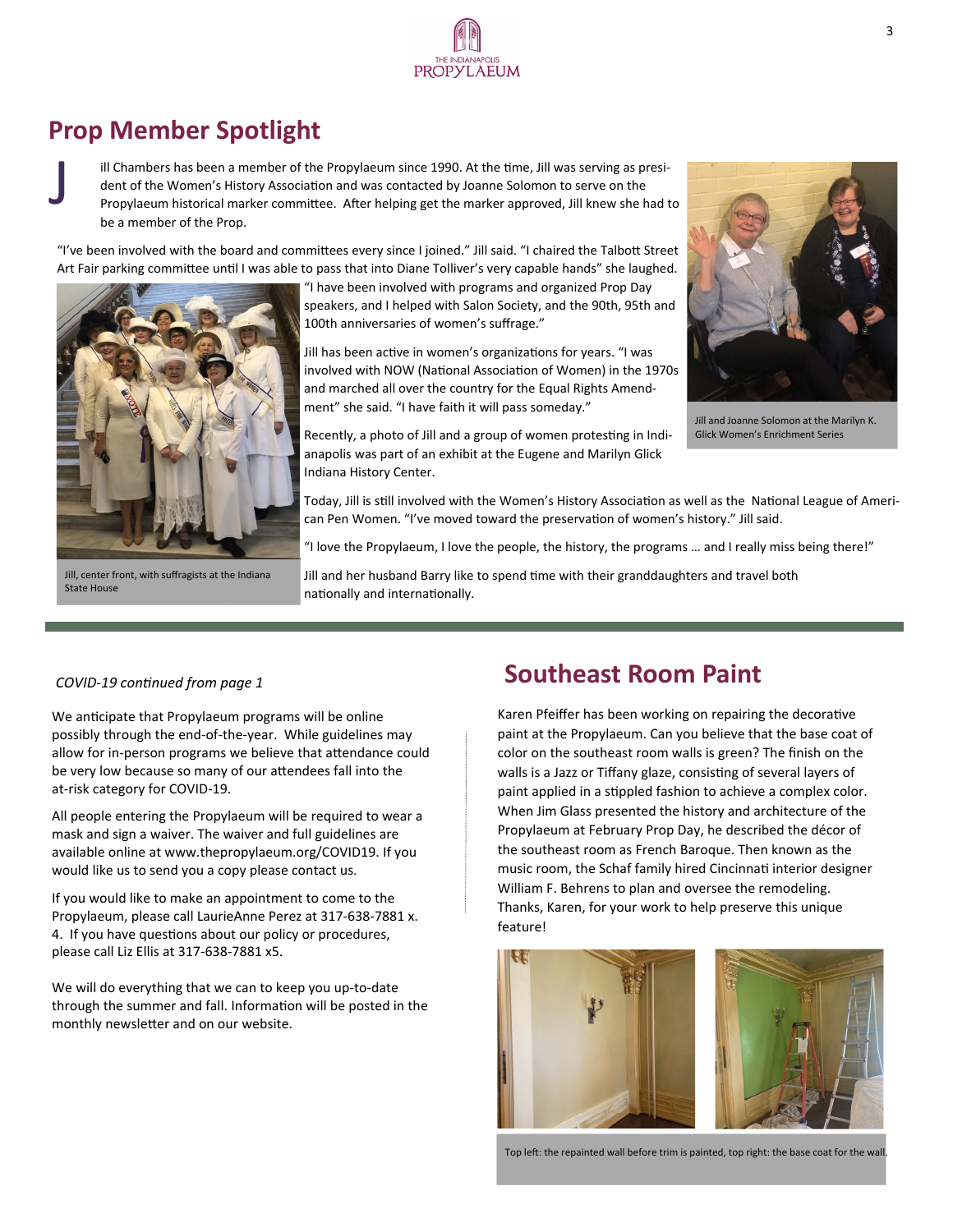## Prop Member Spotlight

Jill Chambers has been a member of the Propylaeum since 1990. At the time, Jill was serving as president of the Women's History Association and was contacted by Joanne Solomon to serve on the Propylaeum historical marker committee. After helping get the marker approved, Jill knew she had to be a member of the Prop.

"I've been involved with the board and committees every since I joined." Jill said. "I chaired the Talbott Street Art Fair parking committee until I was able to pass that into Diane Tolliver's very capable hands" she laughed. "I have been involved with programs and organized Prop Day speakers, and I helped with Salon Society, and the 90th, 95th and 100th anniversaries of women's suffrage."

Jill has been active in women's organizations for years. "I was involved with NOW (National Association of Women) in the 1970s and marched all over the country for the Equal Rights Amendment" she said. "I have faith it will pass someday."

Recently, a photo of Jill and a group of women protesting in Indianapolis was part of an exhibit at the Eugene and Marilyn Glick Indiana History Center.

Today, Jill is still involved with the Women's History Association as well as the National League of American Pen Women. "I've moved toward the preservation of women's history." Jill said.

"I love the Propylaeum, I love the people, the history, the programs … and I really miss being there!"

Jill and her husband Barry like to spend time with their granddaughters and travel both nationally and internationally.

Jill, center front, with suffragists at the Indiana State House

Jill and Joanne Solomon at the Marilyn K. Glick Women's Enrichment Series

*COVID-19 continued from page 1*

We anticipate that Propylaeum programs will be online possibly through the end-of-the-year. While guidelines may allow for in-person programs we believe that attendance could be very low because so many of our attendees fall into the at-risk category for COVID-19.

All people entering the Propylaeum will be required to wear a mask and sign a waiver. The waiver and full guidelines are available online at www.thepropylaeum.org/COVID19. If you would like us to send you a copy please contact us.

If you would like to make an appointment to come to the Propylaeum, please call LaurieAnne Perez at 317-638-7881 x. 4. If you have questions about our policy or procedures, please call Liz Ellis at 317-638-7881 x5.

We will do everything that we can to keep you up-to-date through the summer and fall. Information will be posted in the monthly newsletter and on our website.

## Southeast Room Paint

Karen Pfeiffer has been working on repairing the decorative paint at the Propylaeum. Can you believe that the base coat of color on the southeast room walls is green? The finish on the walls is a Jazz or Tiffany glaze, consisting of several layers of paint applied in a stippled fashion to achieve a complex color. When Jim Glass presented the history and architecture of the Propylaeum at February Prop Day, he described the décor of the southeast room as French Baroque. Then known as the music room, the Schaf family hired Cincinnati interior designer William F. Behrens to plan and oversee the remodeling. Thanks, Karen, for your work to help preserve this unique feature!

Top left: the repainted wall before trim is painted, top right: the base coat for the wall.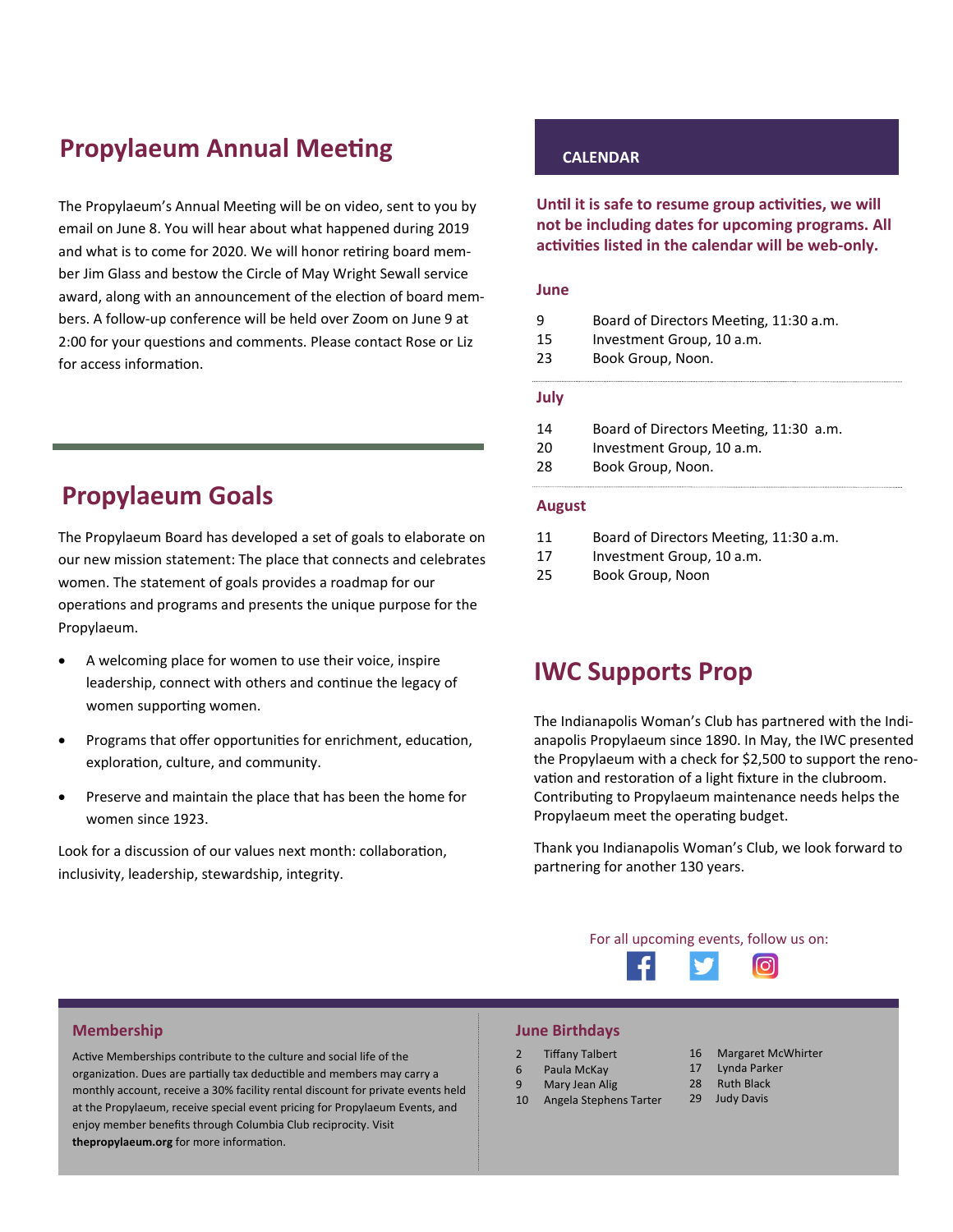## Propylaeum Annual Meeting

The Propylaeum's Annual Meeting will be on video, sent to you by email on June 8. You will hear about what happened during 2019 and what is to come for 2020. We will honor retiring board member Jim Glass and bestow the Circle of May Wright Sewall service award, along with an announcement of the election of board members. A follow-up conference will be held over Zoom on June 9 at 2:00 for your questions and comments. Please contact Rose or Liz for access information.

## Propylaeum Goals

The Propylaeum Board has developed a set of goals to elaborate on our new mission statement: The place that connects and celebrates women. The statement of goals provides a roadmap for our operations and programs and presents the unique purpose for the Propylaeum.

- A welcoming place for women to use their voice, inspire leadership, connect with others and continue the legacy of women supporting women.
- Programs that offer opportunities for enrichment, education, exploration, culture, and community.
- Preserve and maintain the place that has been the home for women since 1923.

Look for a discussion of our values next month: collaboration, inclusivity, leadership, stewardship, integrity.

## CALENDAR

**Until it is safe to resume group activities, we will not be including dates for upcoming programs. All activities listed in the calendar will be web-only.**

### June

| | |
|---|---|
| 9 | Board of Directors Meeting, 11:30 a.m. |
| 15 | Investment Group, 10 a.m. |
| 23 | Book Group, Noon. |

### July

| | |
|---|---|
| 14 | Board of Directors Meeting, 11:30 a.m. |
| 20 | Investment Group, 10 a.m. |
| 28 | Book Group, Noon. |

### August

| | |
|---|---|
| 11 | Board of Directors Meeting, 11:30 a.m. |
| 17 | Investment Group, 10 a.m. |
| 25 | Book Group, Noon |

## IWC Supports Prop

The Indianapolis Woman's Club has partnered with the Indianapolis Propylaeum since 1890. In May, the IWC presented the Propylaeum with a check for $2,500 to support the renovation and restoration of a light fixture in the clubroom. Contributing to Propylaeum maintenance needs helps the Propylaeum meet the operating budget.

Thank you Indianapolis Woman's Club, we look forward to partnering for another 130 years.

For all upcoming events, follow us on:

### Membership

Active Memberships contribute to the culture and social life of the organization. Dues are partially tax deductible and members may carry a monthly account, receive a 30% facility rental discount for private events held at the Propylaeum, receive special event pricing for Propylaeum Events, and enjoy member benefits through Columbia Club reciprocity. Visit **thepropylaeum.org** for more information.

### June Birthdays

| | |
|---|---|
| 2 | Tiffany Talbert |
| 6 | Paula McKay |
| 9 | Mary Jean Alig |
| 10 | Angela Stephens Tarter |
| 16 | Margaret McWhirter |
| 17 | Lynda Parker |
| 28 | Ruth Black |
| 29 | Judy Davis |